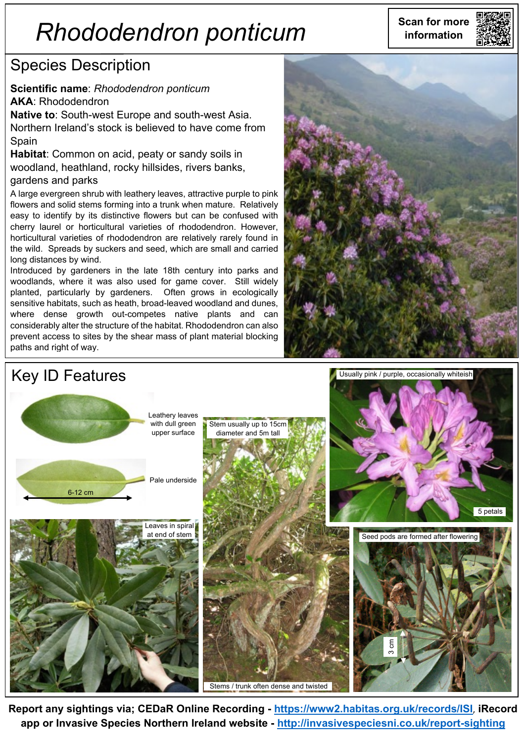# *Rhododendron ponticum*

Scan for more information

## Species Description

**Scientific name**: *Rhododendron ponticum*
**AKA**: Rhododendron
**Native to**: South-west Europe and south-west Asia. Northern Ireland's stock is believed to have come from Spain
**Habitat**: Common on acid, peaty or sandy soils in woodland, heathland, rocky hillsides, rivers banks, gardens and parks

A large evergreen shrub with leathery leaves, attractive purple to pink flowers and solid stems forming into a trunk when mature. Relatively easy to identify by its distinctive flowers but can be confused with cherry laurel or horticultural varieties of rhododendron. However, horticultural varieties of rhododendron are relatively rarely found in the wild. Spreads by suckers and seed, which are small and carried long distances by wind.

Introduced by gardeners in the late 18th century into parks and woodlands, where it was also used for game cover. Still widely planted, particularly by gardeners. Often grows in ecologically sensitive habitats, such as heath, broad-leaved woodland and dunes, where dense growth out-competes native plants and can considerably alter the structure of the habitat. Rhododendron can also prevent access to sites by the shear mass of plant material blocking paths and right of way.

## Key ID Features

Leathery leaves with dull green upper surface

Pale underside

6-12 cm

Leaves in spiral at end of stem

Stem usually up to 15cm diameter and 5m tall

Stems / trunk often dense and twisted

Usually pink / purple, occasionally whiteish

5 petals

Seed pods are formed after flowering

3 cm

**Report any sightings via; CEDaR Online Recording - https://www2.habitas.org.uk/records/ISI, iRecord app or Invasive Species Northern Ireland website - http://invasivespeciesni.co.uk/report-sighting**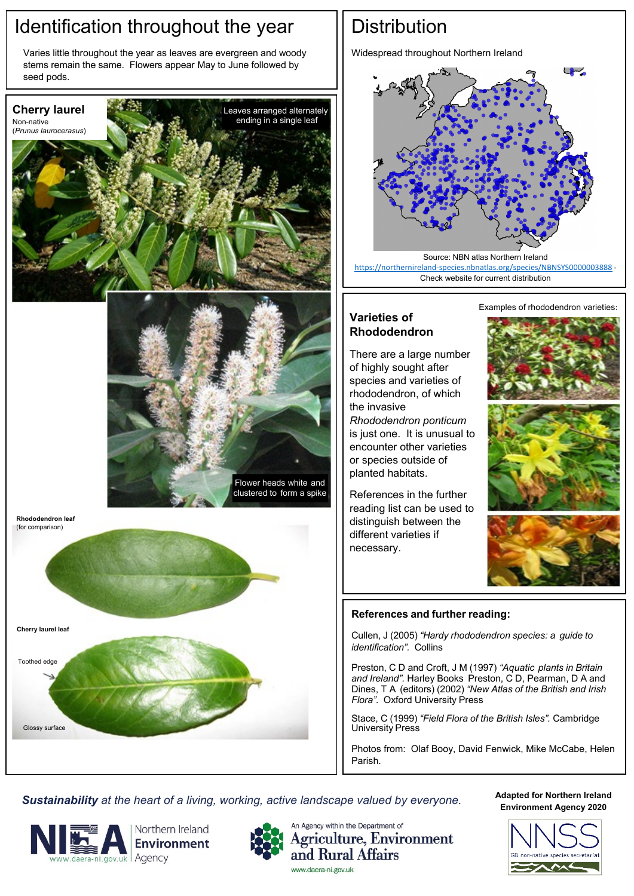## Identification throughout the year

Varies little throughout the year as leaves are evergreen and woody stems remain the same. Flowers appear May to June followed by seed pods.

### Cherry laurel

Non-native

(*Prunus laurocerasus*)

Leaves arranged alternately ending in a single leaf

Flower heads white and clustered to form a spike

**Rhododendron leaf**
(for comparison)

**Cherry laurel leaf**

Toothed edge

Glossy surface

## Distribution

Widespread throughout Northern Ireland

Source: NBN atlas Northern Ireland
https://northernireland-species.nbnatlas.org/species/NBNSYS0000003888 - Check website for current distribution

### Varieties of Rhododendron

Examples of rhododendron varieties:

There are a large number of highly sought after species and varieties of rhododendron, of which the invasive *Rhododendron ponticum* is just one. It is unusual to encounter other varieties or species outside of planted habitats.

References in the further reading list can be used to distinguish between the different varieties if necessary.

### References and further reading:

Cullen, J (2005) *"Hardy rhododendron species: a guide to identification"*. Collins

Preston, C D and Croft, J M (1997) *"Aquatic plants in Britain and Ireland"*. Harley Books Preston, C D, Pearman, D A and Dines, T A (editors) (2002) *"New Atlas of the British and Irish Flora"*. Oxford University Press

Stace, C (1999) *"Field Flora of the British Isles"*. Cambridge University Press

Photos from: Olaf Booy, David Fenwick, Mike McCabe, Helen Parish.

***Sustainability** at the heart of a living, working, active landscape valued by everyone.*

**Adapted for Northern Ireland Environment Agency 2020**